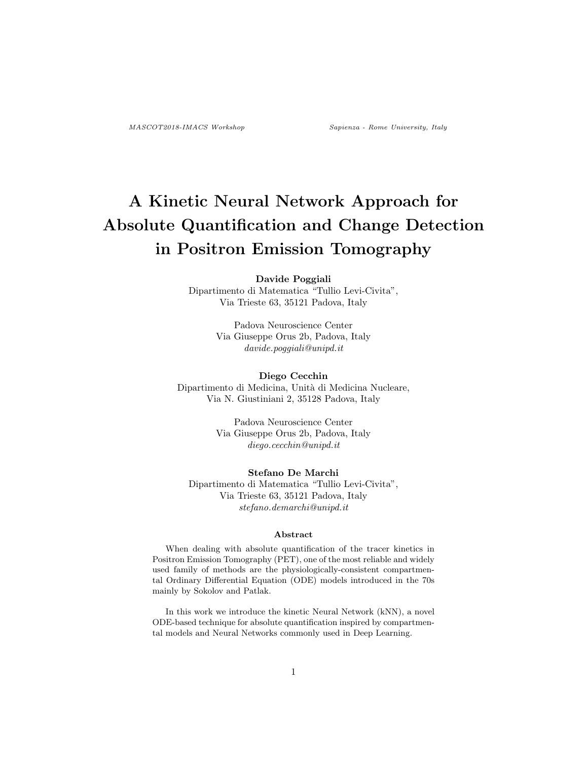# A Kinetic Neural Network Approach for Absolute Quantification and Change Detection in Positron Emission Tomography

**Davide Poggiali**
Dipartimento di Matematica "Tullio Levi-Civita",
Via Trieste 63, 35121 Padova, Italy

Padova Neuroscience Center
Via Giuseppe Orus 2b, Padova, Italy
*davide.poggiali@unipd.it*

**Diego Cecchin**
Dipartimento di Medicina, Unità di Medicina Nucleare,
Via N. Giustiniani 2, 35128 Padova, Italy

Padova Neuroscience Center
Via Giuseppe Orus 2b, Padova, Italy
*diego.cecchin@unipd.it*

**Stefano De Marchi**
Dipartimento di Matematica "Tullio Levi-Civita",
Via Trieste 63, 35121 Padova, Italy
*stefano.demarchi@unipd.it*

### Abstract

When dealing with absolute quantification of the tracer kinetics in Positron Emission Tomography (PET), one of the most reliable and widely used family of methods are the physiologically-consistent compartmental Ordinary Differential Equation (ODE) models introduced in the 70s mainly by Sokolov and Patlak.

In this work we introduce the kinetic Neural Network (kNN), a novel ODE-based technique for absolute quantification inspired by compartmental models and Neural Networks commonly used in Deep Learning.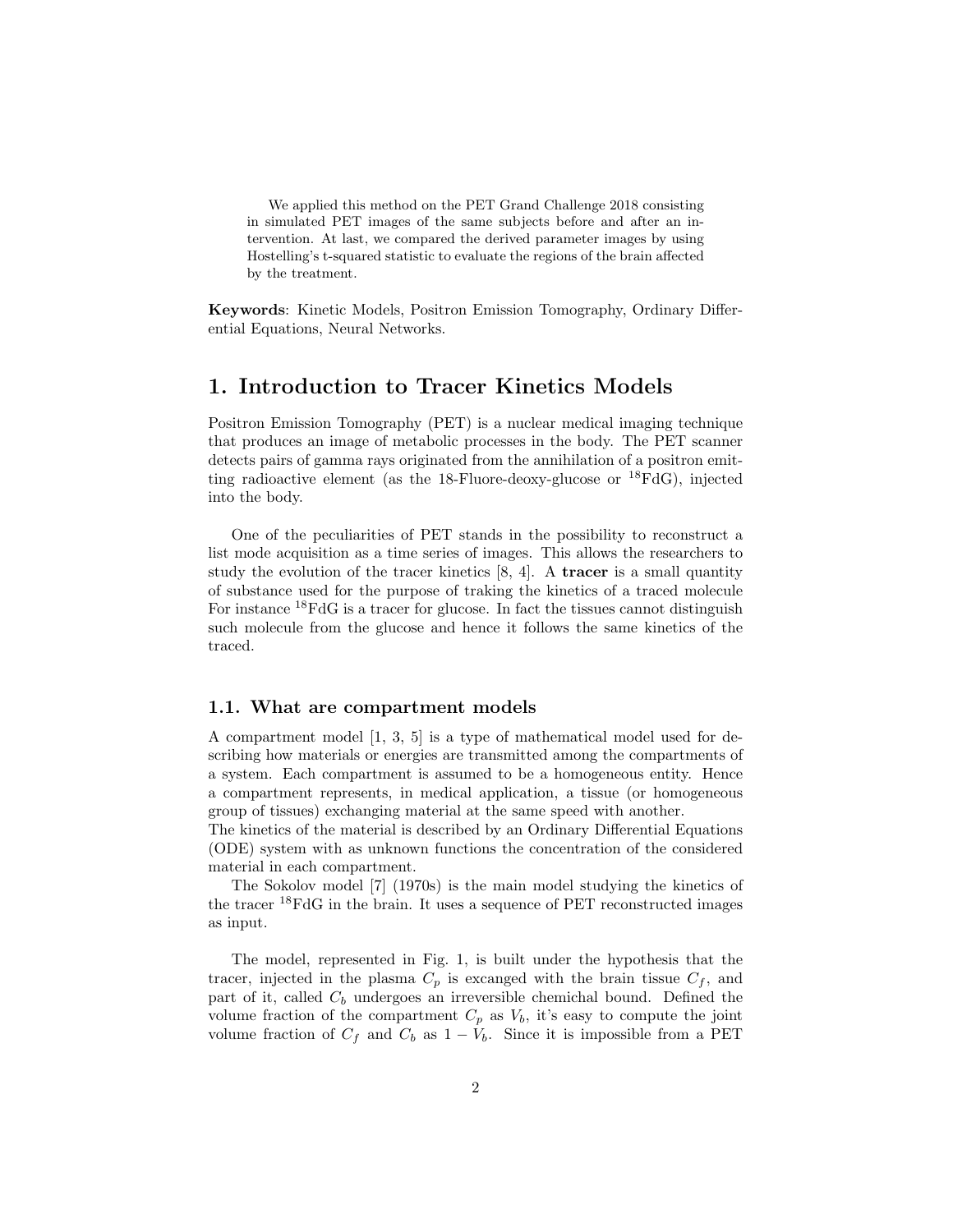We applied this method on the PET Grand Challenge 2018 consisting in simulated PET images of the same subjects before and after an intervention. At last, we compared the derived parameter images by using Hostelling's t-squared statistic to evaluate the regions of the brain affected by the treatment.

**Keywords**: Kinetic Models, Positron Emission Tomography, Ordinary Differential Equations, Neural Networks.

# 1. Introduction to Tracer Kinetics Models

Positron Emission Tomography (PET) is a nuclear medical imaging technique that produces an image of metabolic processes in the body. The PET scanner detects pairs of gamma rays originated from the annihilation of a positron emitting radioactive element (as the 18-Fluore-deoxy-glucose or $^{18}$FdG), injected into the body.

One of the peculiarities of PET stands in the possibility to reconstruct a list mode acquisition as a time series of images. This allows the researchers to study the evolution of the tracer kinetics [8, 4]. A **tracer** is a small quantity of substance used for the purpose of traking the kinetics of a traced molecule For instance $^{18}$FdG is a tracer for glucose. In fact the tissues cannot distinguish such molecule from the glucose and hence it follows the same kinetics of the traced.

## 1.1. What are compartment models

A compartment model [1, 3, 5] is a type of mathematical model used for describing how materials or energies are transmitted among the compartments of a system. Each compartment is assumed to be a homogeneous entity. Hence a compartment represents, in medical application, a tissue (or homogeneous group of tissues) exchanging material at the same speed with another.
The kinetics of the material is described by an Ordinary Differential Equations (ODE) system with as unknown functions the concentration of the considered material in each compartment.

The Sokolov model [7] (1970s) is the main model studying the kinetics of the tracer $^{18}$FdG in the brain. It uses a sequence of PET reconstructed images as input.

The model, represented in Fig. 1, is built under the hypothesis that the tracer, injected in the plasma $C_p$ is excanged with the brain tissue $C_f$, and part of it, called $C_b$ undergoes an irreversible chemichal bound. Defined the volume fraction of the compartment $C_p$ as $V_b$, it's easy to compute the joint volume fraction of $C_f$ and $C_b$ as $1 - V_b$. Since it is impossible from a PET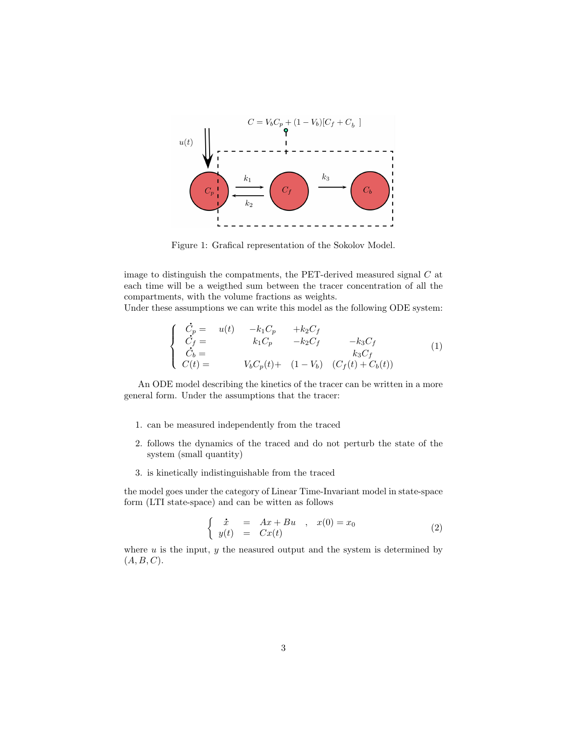Figure 1: Grafical representation of the Sokolov Model.

image to distinguish the compatments, the PET-derived measured signal $C$ at each time will be a weigthed sum between the tracer concentration of all the compartments, with the volume fractions as weights.
Under these assumptions we can write this model as the following ODE system:

$$
\begin{cases}
\dot{C}_p = & u(t) & -k_1 C_p & +k_2 C_f & \\
\dot{C}_f = & & k_1 C_p & -k_2 C_f & -k_3 C_f \\
\dot{C}_b = & & & & k_3 C_f \\
C(t) = & & V_b C_p(t) + & (1 - V_b) & (C_f(t) + C_b(t))
\end{cases}
\tag{1}
$$

An ODE model describing the kinetics of the tracer can be written in a more general form. Under the assumptions that the tracer:

1. can be measured independently from the traced
2. follows the dynamics of the traced and do not perturb the state of the system (small quantity)
3. is kinetically indistinguishable from the traced

the model goes under the category of Linear Time-Invariant model in state-space form (LTI state-space) and can be witten as follows

$$
\begin{cases}
\dot{x} & = & Ax + Bu \quad , \quad x(0) = x_0 \\
y(t) & = & Cx(t)
\end{cases}
\tag{2}
$$

where $u$ is the input, $y$ the neasured output and the system is determined by $(A, B, C)$.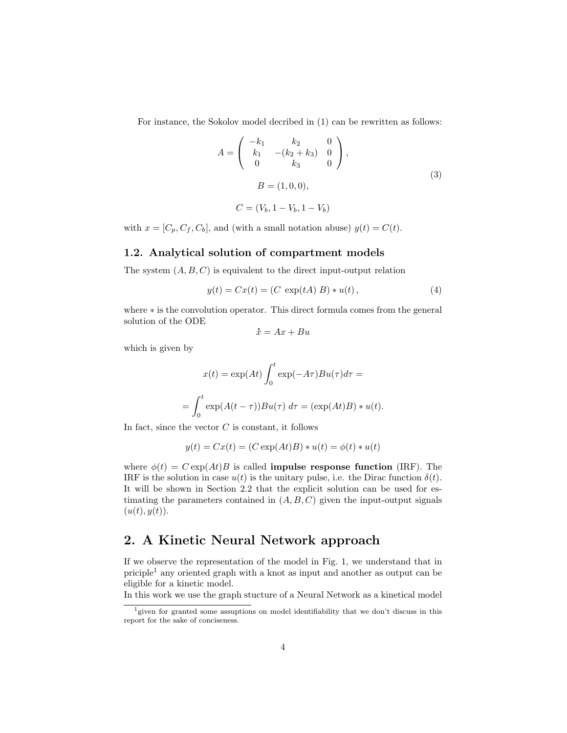For instance, the Sokolov model decribed in (1) can be rewritten as follows:

$$
\begin{gathered}
A = \begin{pmatrix} -k_1 & k_2 & 0 \\ k_1 & -(k_2+k_3) & 0 \\ 0 & k_3 & 0 \end{pmatrix}, \\
B = (1,0,0), \\
C = (V_b, 1-V_b, 1-V_b)
\end{gathered}
\tag{3}
$$

with $x = [C_p, C_f, C_b]$, and (with a small notation abuse) $y(t) = C(t)$.

### 1.2. Analytical solution of compartment models

The system $(A, B, C)$ is equivalent to the direct input-output relation

$$
y(t) = Cx(t) = (C \ \exp(tA) \ B) * u(t)\,, \tag{4}
$$

where $*$ is the convolution operator. This direct formula comes from the general solution of the ODE

$$
\dot{x} = Ax + Bu
$$

which is given by

$$
x(t) = \exp(At) \int_0^t \exp(-A\tau) Bu(\tau) d\tau =
$$

$$
= \int_0^t \exp(A(t-\tau)) Bu(\tau) \ d\tau = (\exp(At)B) * u(t).
$$

In fact, since the vector $C$ is constant, it follows

$$
y(t) = Cx(t) = (C \exp(At)B) * u(t) = \phi(t) * u(t)
$$

where $\phi(t) = C \exp(At)B$ is called **impulse response function** (IRF). The IRF is the solution in case $u(t)$ is the unitary pulse, i.e. the Dirac function $\delta(t)$. It will be shown in Section 2.2 that the explicit solution can be used for estimating the parameters contained in $(A, B, C)$ given the input-output signals $(u(t), y(t))$.

## 2. A Kinetic Neural Network approach

If we observe the representation of the model in Fig. 1, we understand that in priciple[1] any oriented graph with a knot as input and another as output can be eligible for a kinetic model.

In this work we use the graph stucture of a Neural Network as a kinetical model

[1] given for granted some assuptions on model identifiability that we don't discuss in this report for the sake of conciseness.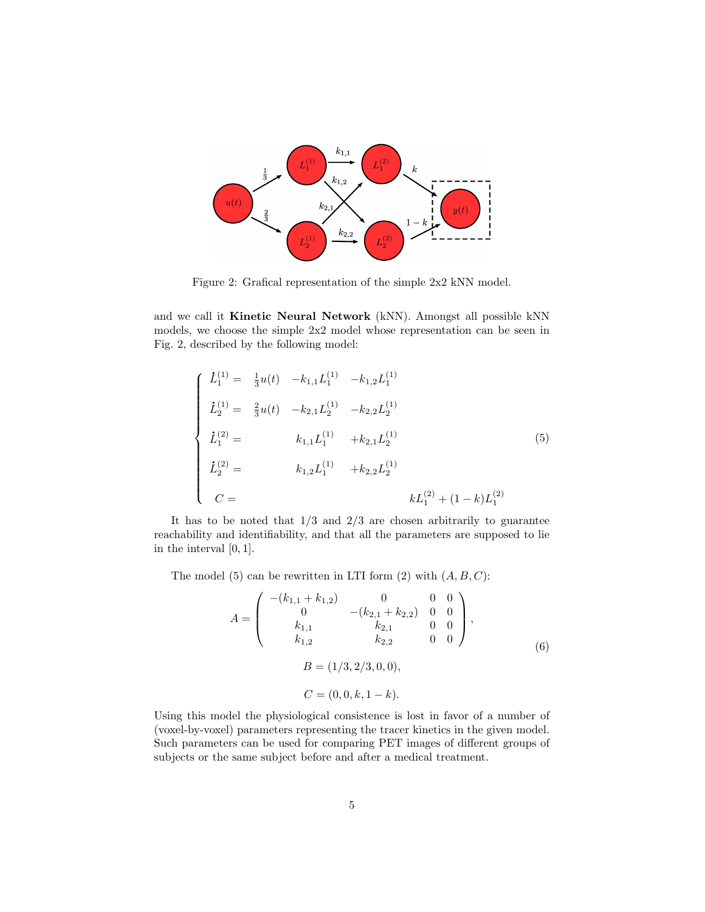Figure 2: Grafical representation of the simple 2x2 kNN model.

and we call it **Kinetic Neural Network** (kNN). Amongst all possible kNN models, we choose the simple 2x2 model whose representation can be seen in Fig. 2, described by the following model:

$$
\begin{cases}
\dot{L}_1^{(1)} = & \frac{1}{3}u(t) \quad -k_{1,1}L_1^{(1)} \quad -k_{1,2}L_1^{(1)} \\
\dot{L}_2^{(1)} = & \frac{2}{3}u(t) \quad -k_{2,1}L_2^{(1)} \quad -k_{2,2}L_2^{(1)} \\
\dot{L}_1^{(2)} = & \qquad k_{1,1}L_1^{(1)} \quad +k_{2,1}L_2^{(1)} \\
\dot{L}_2^{(2)} = & \qquad k_{1,2}L_1^{(1)} \quad +k_{2,2}L_2^{(1)} \\
C = & \qquad\qquad\qquad kL_1^{(2)} + (1-k)L_1^{(2)}
\end{cases}
\tag{5}
$$

It has to be noted that 1/3 and 2/3 are chosen arbitrarily to guarantee reachability and identifiability, and that all the parameters are supposed to lie in the interval $[0, 1]$.

The model (5) can be rewritten in LTI form (2) with $(A, B, C)$:

$$
A = \begin{pmatrix} -(k_{1,1}+k_{1,2}) & 0 & 0 & 0 \\ 0 & -(k_{2,1}+k_{2,2}) & 0 & 0 \\ k_{1,1} & k_{2,1} & 0 & 0 \\ k_{1,2} & k_{2,2} & 0 & 0 \end{pmatrix},
$$

$$
B = (1/3, 2/3, 0, 0), \tag{6}
$$

$$
C = (0, 0, k, 1-k).
$$

Using this model the physiological consistence is lost in favor of a number of (voxel-by-voxel) parameters representing the tracer kinetics in the given model. Such parameters can be used for comparing PET images of different groups of subjects or the same subject before and after a medical treatment.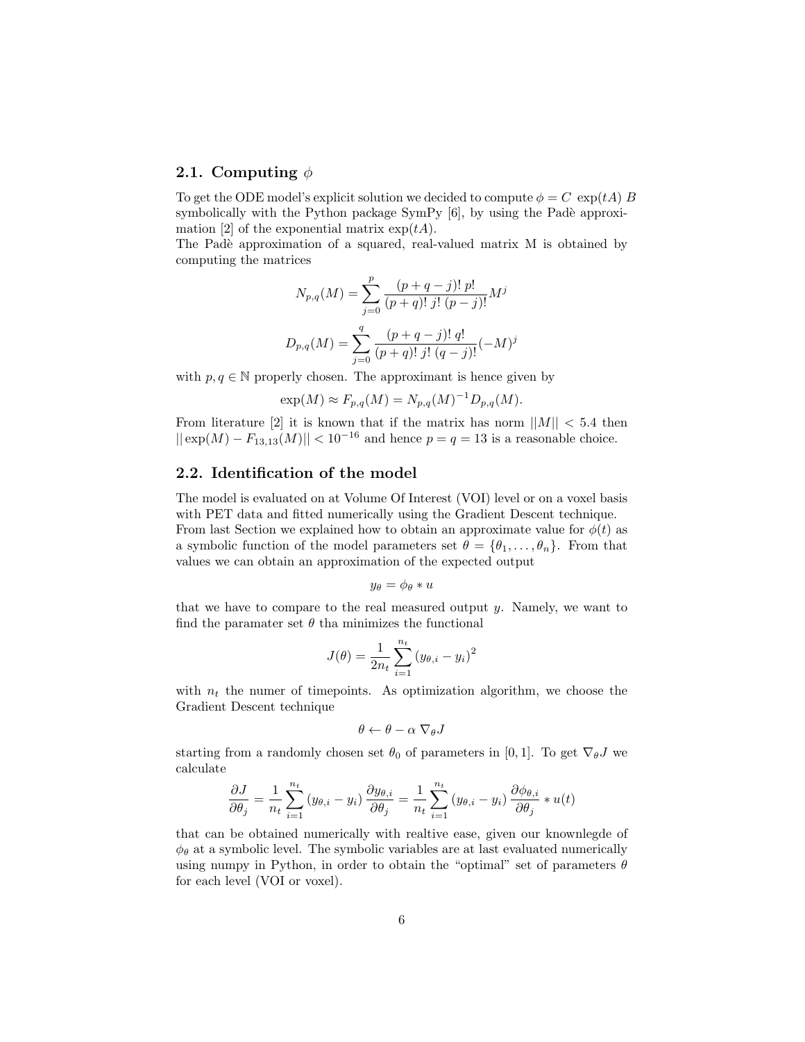### 2.1. Computing $\phi$

To get the ODE model's explicit solution we decided to compute $\phi = C\ \exp(tA)\ B$ symbolically with the Python package SymPy [6], by using the Padè approximation [2] of the exponential matrix $\exp(tA)$.
The Padè approximation of a squared, real-valued matrix M is obtained by computing the matrices

$$N_{p,q}(M) = \sum_{j=0}^{p} \frac{(p+q-j)!\ p!}{(p+q)!\ j!\ (p-j)!} M^j$$

$$D_{p,q}(M) = \sum_{j=0}^{q} \frac{(p+q-j)!\ q!}{(p+q)!\ j!\ (q-j)!} (-M)^j$$

with $p, q \in \mathbb{N}$ properly chosen. The approximant is hence given by

$$\exp(M) \approx F_{p,q}(M) = N_{p,q}(M)^{-1} D_{p,q}(M).$$

From literature [2] it is known that if the matrix has norm $||M|| < 5.4$ then $||\exp(M) - F_{13,13}(M)|| < 10^{-16}$ and hence $p = q = 13$ is a reasonable choice.

### 2.2. Identification of the model

The model is evaluated on at Volume Of Interest (VOI) level or on a voxel basis with PET data and fitted numerically using the Gradient Descent technique. From last Section we explained how to obtain an approximate value for $\phi(t)$ as a symbolic function of the model parameters set $\theta = \{\theta_1, \ldots, \theta_n\}$. From that values we can obtain an approximation of the expected output

$$y_\theta = \phi_\theta * u$$

that we have to compare to the real measured output $y$. Namely, we want to find the paramater set $\theta$ tha minimizes the functional

$$J(\theta) = \frac{1}{2n_t} \sum_{i=1}^{n_t} (y_{\theta,i} - y_i)^2$$

with $n_t$ the numer of timepoints. As optimization algorithm, we choose the Gradient Descent technique

$$\theta \leftarrow \theta - \alpha\ \nabla_\theta J$$

starting from a randomly chosen set $\theta_0$ of parameters in $[0, 1]$. To get $\nabla_\theta J$ we calculate

$$\frac{\partial J}{\partial \theta_j} = \frac{1}{n_t} \sum_{i=1}^{n_t} (y_{\theta,i} - y_i) \frac{\partial y_{\theta,i}}{\partial \theta_j} = \frac{1}{n_t} \sum_{i=1}^{n_t} (y_{\theta,i} - y_i) \frac{\partial \phi_{\theta,i}}{\partial \theta_j} * u(t)$$

that can be obtained numerically with realtive ease, given our knownlegde of $\phi_\theta$ at a symbolic level. The symbolic variables are at last evaluated numerically using numpy in Python, in order to obtain the "optimal" set of parameters $\theta$ for each level (VOI or voxel).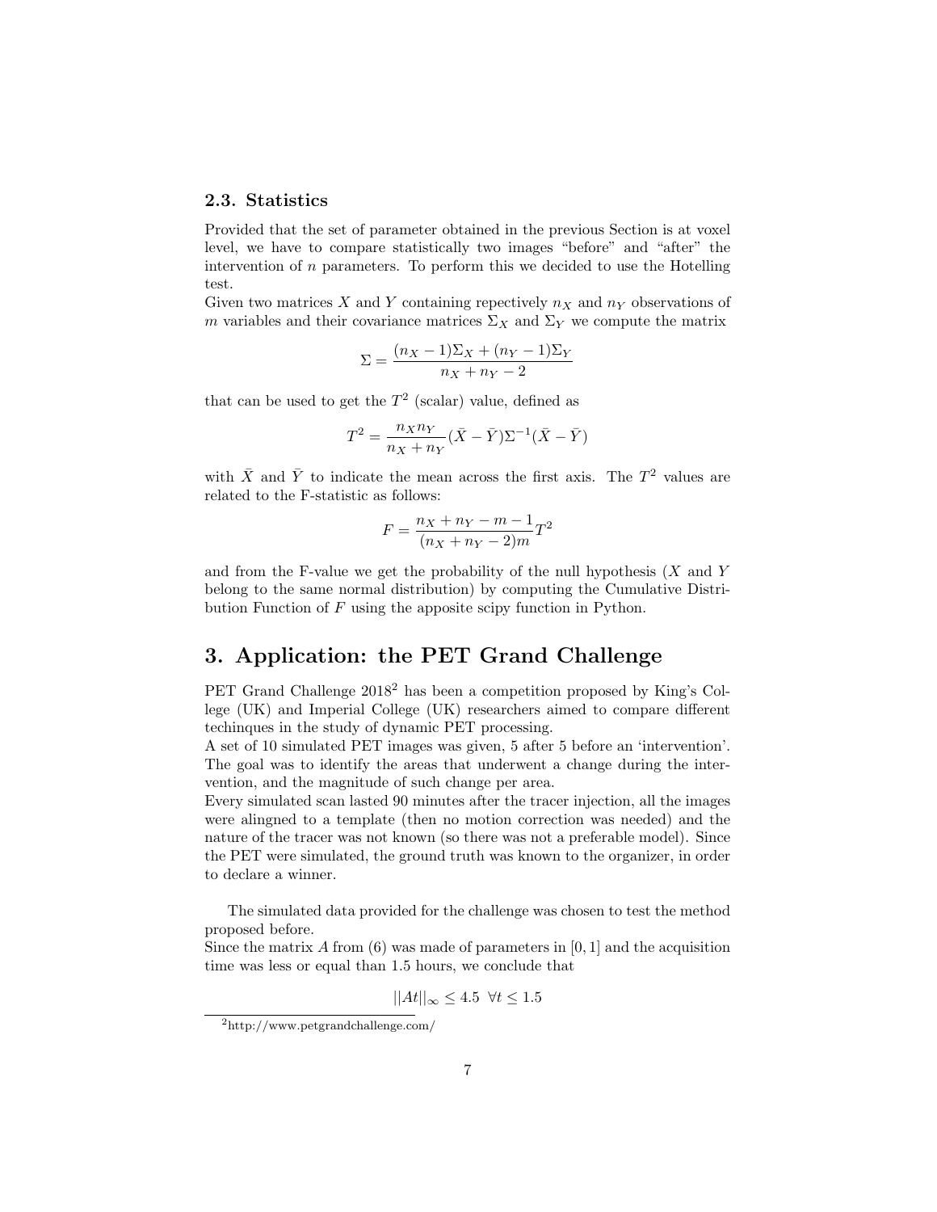### 2.3. Statistics

Provided that the set of parameter obtained in the previous Section is at voxel level, we have to compare statistically two images "before" and "after" the intervention of $n$ parameters. To perform this we decided to use the Hotelling test.

Given two matrices $X$ and $Y$ containing repectively $n_X$ and $n_Y$ observations of $m$ variables and their covariance matrices $\Sigma_X$ and $\Sigma_Y$ we compute the matrix

$$\Sigma = \frac{(n_X - 1)\Sigma_X + (n_Y - 1)\Sigma_Y}{n_X + n_Y - 2}$$

that can be used to get the $T^2$ (scalar) value, defined as

$$T^2 = \frac{n_X n_Y}{n_X + n_Y}(\bar{X} - \bar{Y})\Sigma^{-1}(\bar{X} - \bar{Y})$$

with $\bar{X}$ and $\bar{Y}$ to indicate the mean across the first axis. The $T^2$ values are related to the F-statistic as follows:

$$F = \frac{n_X + n_Y - m - 1}{(n_X + n_Y - 2)m} T^2$$

and from the F-value we get the probability of the null hypothesis ($X$ and $Y$ belong to the same normal distribution) by computing the Cumulative Distribution Function of $F$ using the apposite scipy function in Python.

# 3. Application: the PET Grand Challenge

PET Grand Challenge 2018[2] has been a competition proposed by King's College (UK) and Imperial College (UK) researchers aimed to compare different techinques in the study of dynamic PET processing.

A set of 10 simulated PET images was given, 5 after 5 before an 'intervention'. The goal was to identify the areas that underwent a change during the intervention, and the magnitude of such change per area.

Every simulated scan lasted 90 minutes after the tracer injection, all the images were alingned to a template (then no motion correction was needed) and the nature of the tracer was not known (so there was not a preferable model). Since the PET were simulated, the ground truth was known to the organizer, in order to declare a winner.

The simulated data provided for the challenge was chosen to test the method proposed before.

Since the matrix $A$ from (6) was made of parameters in $[0, 1]$ and the acquisition time was less or equal than 1.5 hours, we conclude that

$$||At||_\infty \leq 4.5 \;\; \forall t \leq 1.5$$

[2] http://www.petgrandchallenge.com/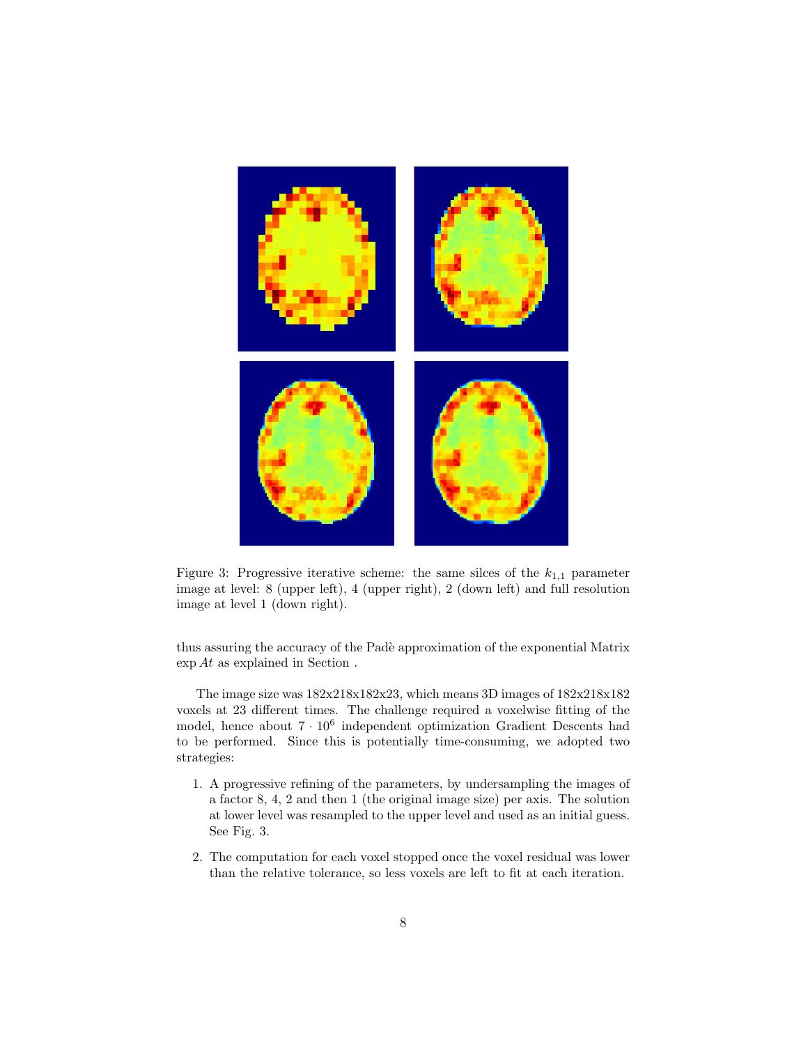Figure 3: Progressive iterative scheme: the same silces of the $k_{1,1}$ parameter image at level: 8 (upper left), 4 (upper right), 2 (down left) and full resolution image at level 1 (down right).

thus assuring the accuracy of the Padè approximation of the exponential Matrix $\exp At$ as explained in Section .

The image size was 182x218x182x23, which means 3D images of 182x218x182 voxels at 23 different times. The challenge required a voxelwise fitting of the model, hence about $7 \cdot 10^6$ independent optimization Gradient Descents had to be performed. Since this is potentially time-consuming, we adopted two strategies:

1. A progressive refining of the parameters, by undersampling the images of a factor 8, 4, 2 and then 1 (the original image size) per axis. The solution at lower level was resampled to the upper level and used as an initial guess. See Fig. 3.
2. The computation for each voxel stopped once the voxel residual was lower than the relative tolerance, so less voxels are left to fit at each iteration.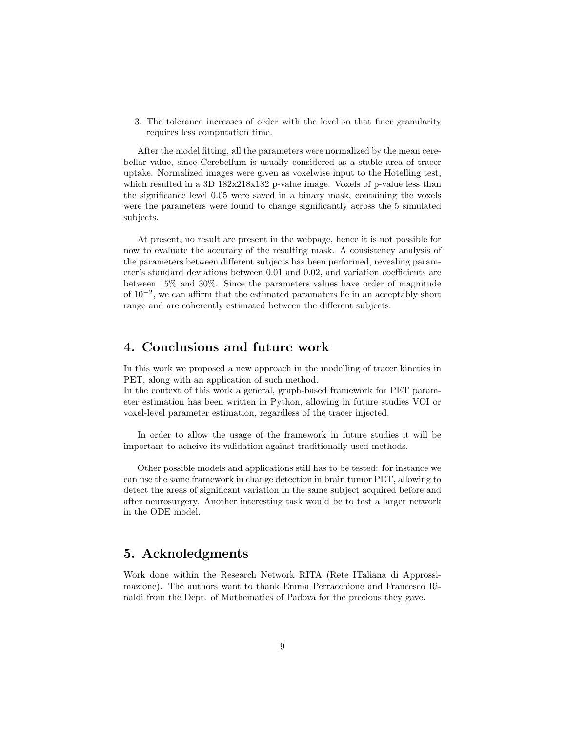3. The tolerance increases of order with the level so that finer granularity requires less computation time.

After the model fitting, all the parameters were normalized by the mean cerebellar value, since Cerebellum is usually considered as a stable area of tracer uptake. Normalized images were given as voxelwise input to the Hotelling test, which resulted in a 3D 182x218x182 p-value image. Voxels of p-value less than the significance level 0.05 were saved in a binary mask, containing the voxels were the parameters were found to change significantly across the 5 simulated subjects.

At present, no result are present in the webpage, hence it is not possible for now to evaluate the accuracy of the resulting mask. A consistency analysis of the parameters between different subjects has been performed, revealing parameter's standard deviations between 0.01 and 0.02, and variation coefficients are between 15% and 30%. Since the parameters values have order of magnitude of $10^{-2}$, we can affirm that the estimated paramaters lie in an acceptably short range and are coherently estimated between the different subjects.

## 4. Conclusions and future work

In this work we proposed a new approach in the modelling of tracer kinetics in PET, along with an application of such method.
In the context of this work a general, graph-based framework for PET parameter estimation has been written in Python, allowing in future studies VOI or voxel-level parameter estimation, regardless of the tracer injected.

In order to allow the usage of the framework in future studies it will be important to acheive its validation against traditionally used methods.

Other possible models and applications still has to be tested: for instance we can use the same framework in change detection in brain tumor PET, allowing to detect the areas of significant variation in the same subject acquired before and after neurosurgery. Another interesting task would be to test a larger network in the ODE model.

## 5. Acknoledgments

Work done within the Research Network RITA (Rete ITaliana di Approssimazione). The authors want to thank Emma Perracchione and Francesco Rinaldi from the Dept. of Mathematics of Padova for the precious they gave.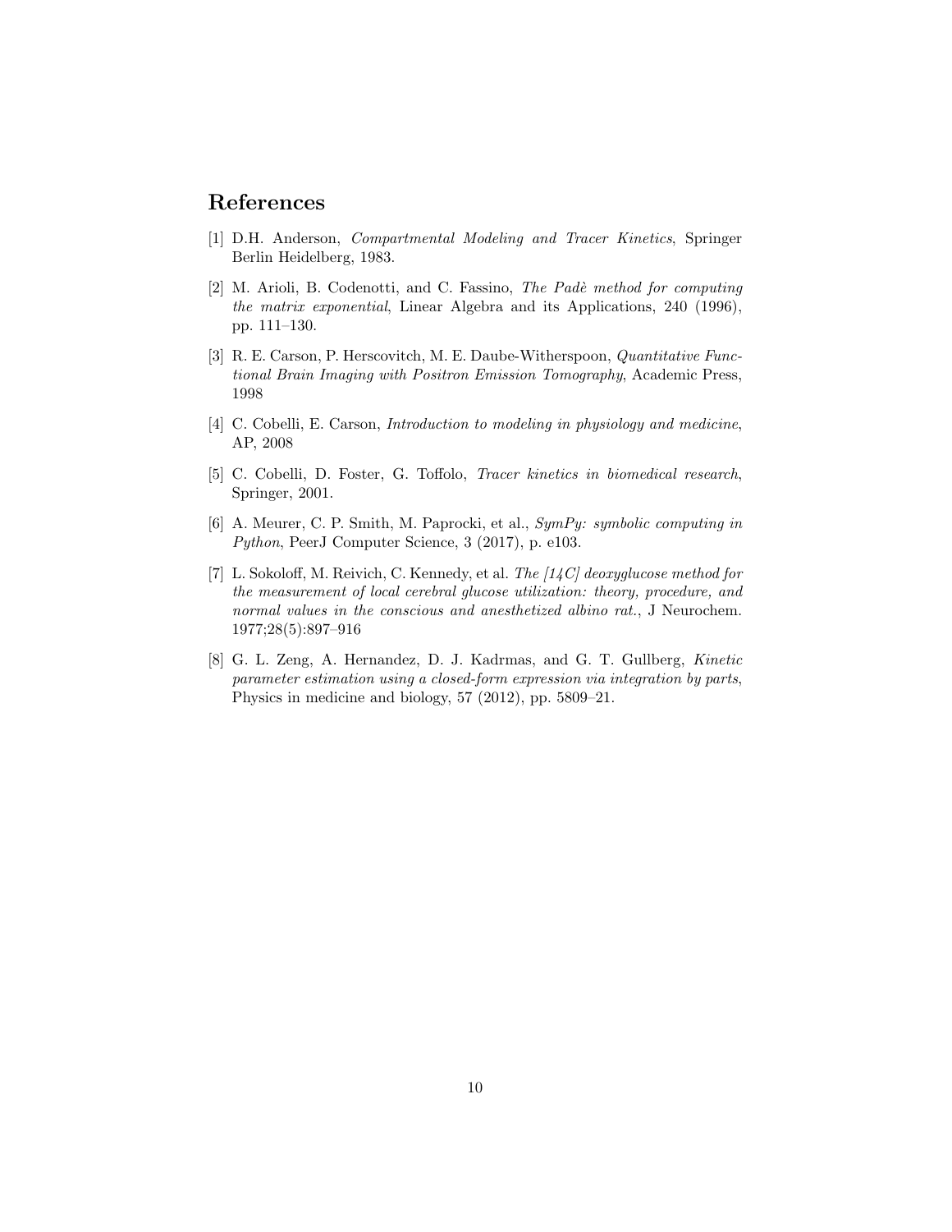## References

[1] D.H. Anderson, *Compartmental Modeling and Tracer Kinetics*, Springer Berlin Heidelberg, 1983.

[2] M. Arioli, B. Codenotti, and C. Fassino, *The Padè method for computing the matrix exponential*, Linear Algebra and its Applications, 240 (1996), pp. 111–130.

[3] R. E. Carson, P. Herscovitch, M. E. Daube-Witherspoon, *Quantitative Functional Brain Imaging with Positron Emission Tomography*, Academic Press, 1998

[4] C. Cobelli, E. Carson, *Introduction to modeling in physiology and medicine*, AP, 2008

[5] C. Cobelli, D. Foster, G. Toffolo, *Tracer kinetics in biomedical research*, Springer, 2001.

[6] A. Meurer, C. P. Smith, M. Paprocki, et al., *SymPy: symbolic computing in Python*, PeerJ Computer Science, 3 (2017), p. e103.

[7] L. Sokoloff, M. Reivich, C. Kennedy, et al. *The [14C] deoxyglucose method for the measurement of local cerebral glucose utilization: theory, procedure, and normal values in the conscious and anesthetized albino rat.*, J Neurochem. 1977;28(5):897–916

[8] G. L. Zeng, A. Hernandez, D. J. Kadrmas, and G. T. Gullberg, *Kinetic parameter estimation using a closed-form expression via integration by parts*, Physics in medicine and biology, 57 (2012), pp. 5809–21.